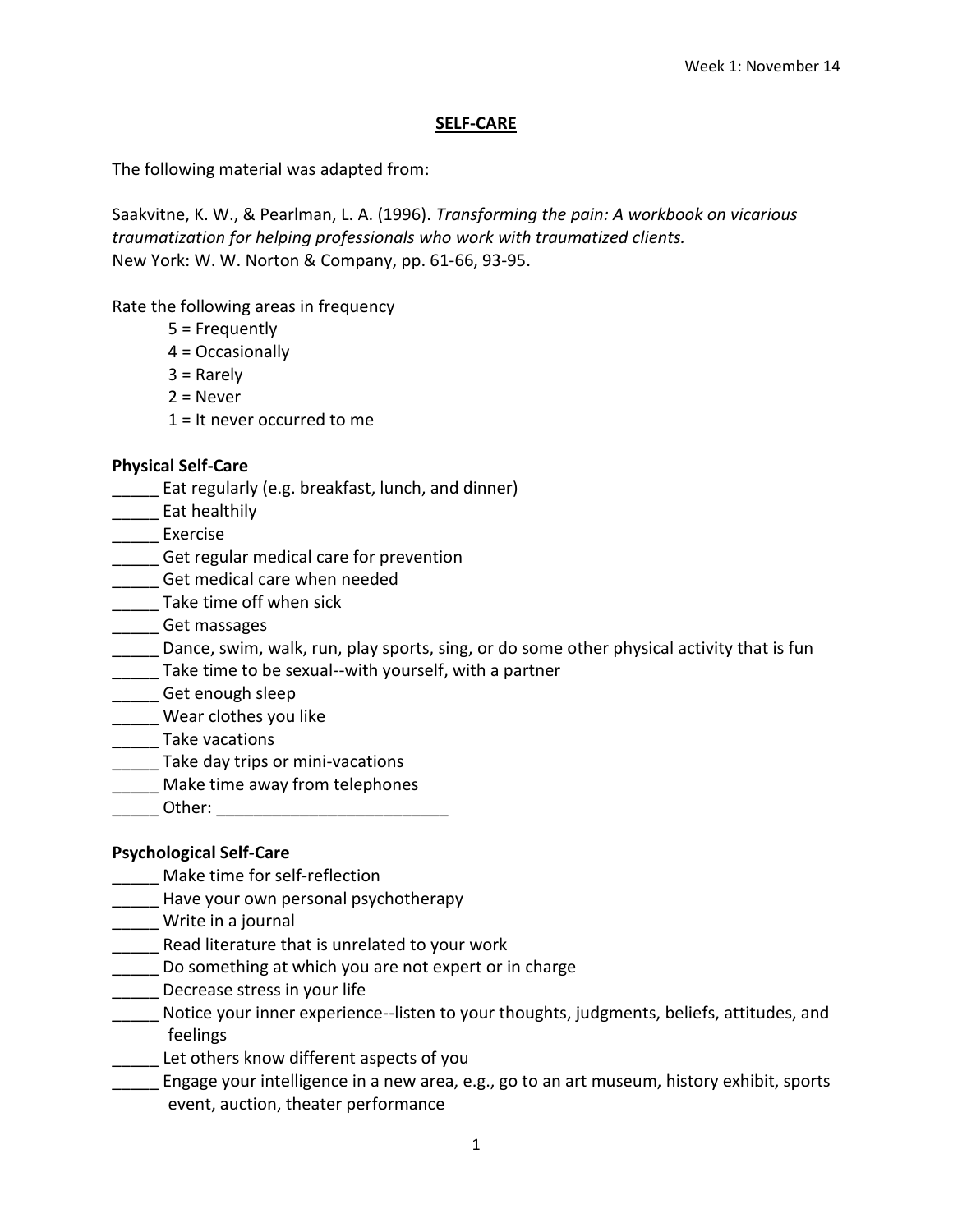Week 1: November 14

# SELF-CARE

The following material was adapted from:

Saakvitne, K. W., & Pearlman, L. A. (1996). *Transforming the pain: A workbook on vicarious traumatization for helping professionals who work with traumatized clients.* New York: W. W. Norton & Company, pp. 61-66, 93-95.

Rate the following areas in frequency

- 5 = Frequently
- 4 = Occasionally
- 3 = Rarely
- 2 = Never
- 1 = It never occurred to me

**Physical Self-Care**

_____ Eat regularly (e.g. breakfast, lunch, and dinner)
_____ Eat healthily
_____ Exercise
_____ Get regular medical care for prevention
_____ Get medical care when needed
_____ Take time off when sick
_____ Get massages
_____ Dance, swim, walk, run, play sports, sing, or do some other physical activity that is fun
_____ Take time to be sexual--with yourself, with a partner
_____ Get enough sleep
_____ Wear clothes you like
_____ Take vacations
_____ Take day trips or mini-vacations
_____ Make time away from telephones
_____ Other: _________________________

**Psychological Self-Care**

_____ Make time for self-reflection
_____ Have your own personal psychotherapy
_____ Write in a journal
_____ Read literature that is unrelated to your work
_____ Do something at which you are not expert or in charge
_____ Decrease stress in your life
_____ Notice your inner experience--listen to your thoughts, judgments, beliefs, attitudes, and feelings
_____ Let others know different aspects of you
_____ Engage your intelligence in a new area, e.g., go to an art museum, history exhibit, sports event, auction, theater performance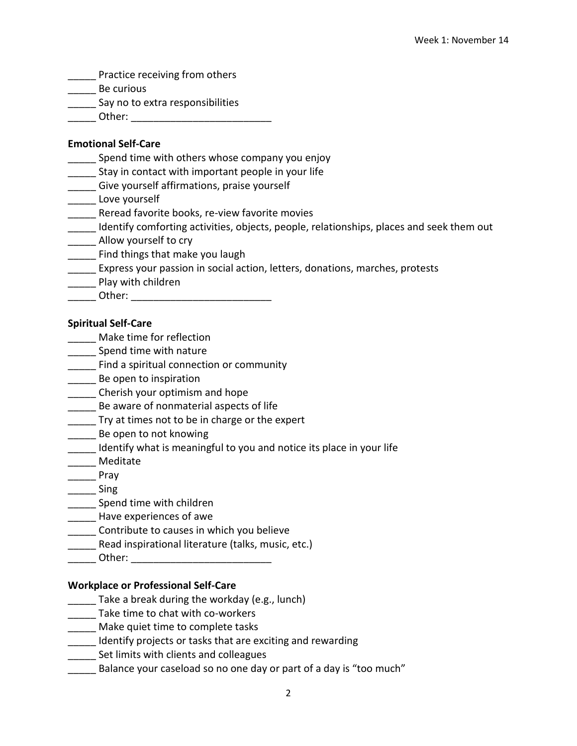_____ Practice receiving from others
_____ Be curious
_____ Say no to extra responsibilities
_____ Other: _________________________

**Emotional Self-Care**

_____ Spend time with others whose company you enjoy
_____ Stay in contact with important people in your life
_____ Give yourself affirmations, praise yourself
_____ Love yourself
_____ Reread favorite books, re-view favorite movies
_____ Identify comforting activities, objects, people, relationships, places and seek them out
_____ Allow yourself to cry
_____ Find things that make you laugh
_____ Express your passion in social action, letters, donations, marches, protests
_____ Play with children
_____ Other: _________________________

**Spiritual Self-Care**

_____ Make time for reflection
_____ Spend time with nature
_____ Find a spiritual connection or community
_____ Be open to inspiration
_____ Cherish your optimism and hope
_____ Be aware of nonmaterial aspects of life
_____ Try at times not to be in charge or the expert
_____ Be open to not knowing
_____ Identify what is meaningful to you and notice its place in your life
_____ Meditate
_____ Pray
_____ Sing
_____ Spend time with children
_____ Have experiences of awe
_____ Contribute to causes in which you believe
_____ Read inspirational literature (talks, music, etc.)
_____ Other: _________________________

**Workplace or Professional Self-Care**

_____ Take a break during the workday (e.g., lunch)
_____ Take time to chat with co-workers
_____ Make quiet time to complete tasks
_____ Identify projects or tasks that are exciting and rewarding
_____ Set limits with clients and colleagues
_____ Balance your caseload so no one day or part of a day is "too much"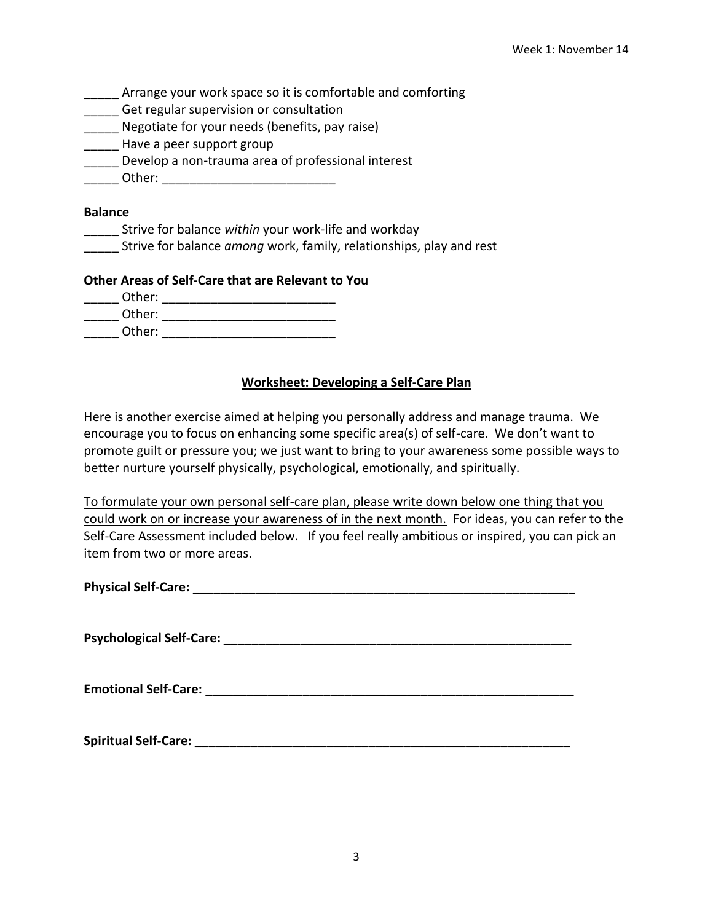_____ Arrange your work space so it is comfortable and comforting
_____ Get regular supervision or consultation
_____ Negotiate for your needs (benefits, pay raise)
_____ Have a peer support group
_____ Develop a non-trauma area of professional interest
_____ Other: _________________________

**Balance**

_____ Strive for balance *within* your work-life and workday
_____ Strive for balance *among* work, family, relationships, play and rest

**Other Areas of Self-Care that are Relevant to You**

_____ Other: _________________________
_____ Other: _________________________
_____ Other: _________________________

## Worksheet: Developing a Self-Care Plan

Here is another exercise aimed at helping you personally address and manage trauma. We encourage you to focus on enhancing some specific area(s) of self-care. We don't want to promote guilt or pressure you; we just want to bring to your awareness some possible ways to better nurture yourself physically, psychological, emotionally, and spiritually.

To formulate your own personal self-care plan, please write down below one thing that you could work on or increase your awareness of in the next month. For ideas, you can refer to the Self-Care Assessment included below. If you feel really ambitious or inspired, you can pick an item from two or more areas.

**Physical Self-Care: _________________________________________________________**

**Psychological Self-Care: ____________________________________________________**

**Emotional Self-Care: _______________________________________________________**

**Spiritual Self-Care: ________________________________________________________**